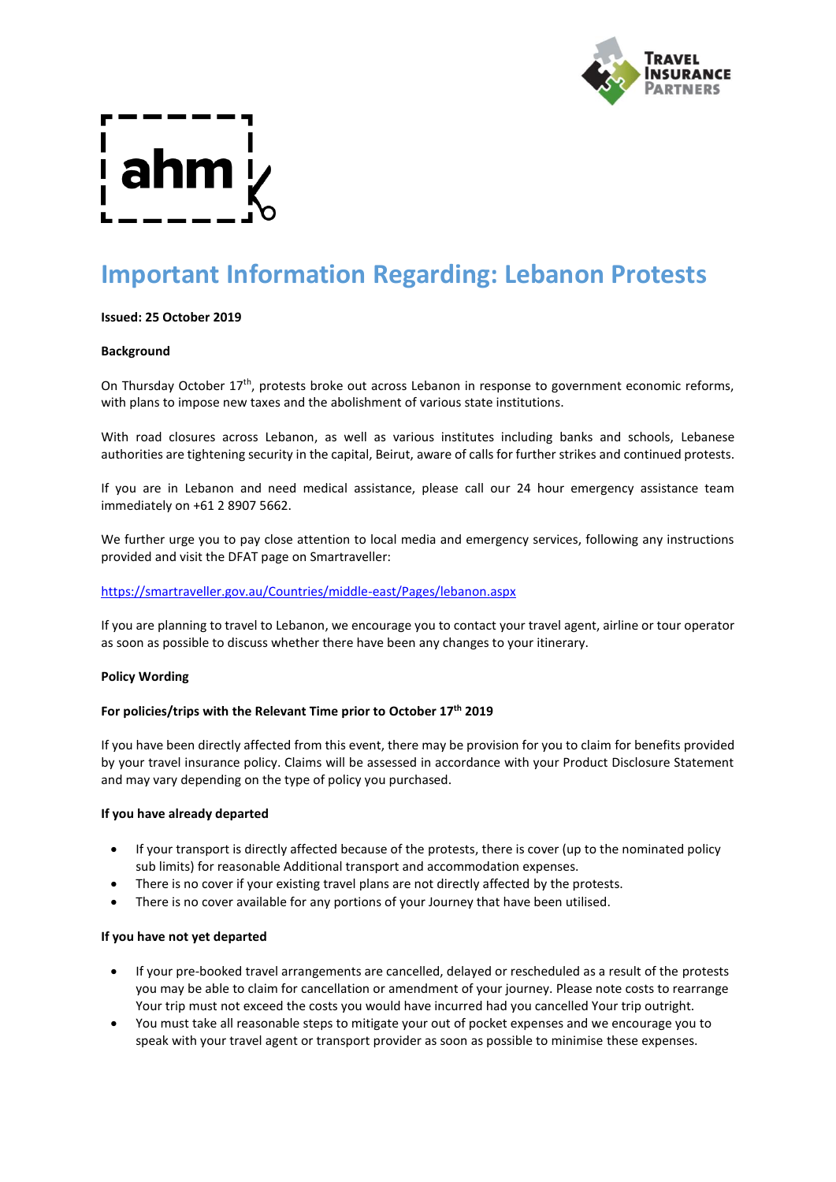# Important Information Regarding: Lebanon Protests

**Issued: 25 October 2019**

**Background**

On Thursday October 17th, protests broke out across Lebanon in response to government economic reforms, with plans to impose new taxes and the abolishment of various state institutions.

With road closures across Lebanon, as well as various institutes including banks and schools, Lebanese authorities are tightening security in the capital, Beirut, aware of calls for further strikes and continued protests.

If you are in Lebanon and need medical assistance, please call our 24 hour emergency assistance team immediately on +61 2 8907 5662.

We further urge you to pay close attention to local media and emergency services, following any instructions provided and visit the DFAT page on Smartraveller:

https://smartraveller.gov.au/Countries/middle-east/Pages/lebanon.aspx

If you are planning to travel to Lebanon, we encourage you to contact your travel agent, airline or tour operator as soon as possible to discuss whether there have been any changes to your itinerary.

**Policy Wording**

**For policies/trips with the Relevant Time prior to October 17th 2019**

If you have been directly affected from this event, there may be provision for you to claim for benefits provided by your travel insurance policy. Claims will be assessed in accordance with your Product Disclosure Statement and may vary depending on the type of policy you purchased.

**If you have already departed**

- If your transport is directly affected because of the protests, there is cover (up to the nominated policy sub limits) for reasonable Additional transport and accommodation expenses.
- There is no cover if your existing travel plans are not directly affected by the protests.
- There is no cover available for any portions of your Journey that have been utilised.

**If you have not yet departed**

- If your pre-booked travel arrangements are cancelled, delayed or rescheduled as a result of the protests you may be able to claim for cancellation or amendment of your journey. Please note costs to rearrange Your trip must not exceed the costs you would have incurred had you cancelled Your trip outright.
- You must take all reasonable steps to mitigate your out of pocket expenses and we encourage you to speak with your travel agent or transport provider as soon as possible to minimise these expenses.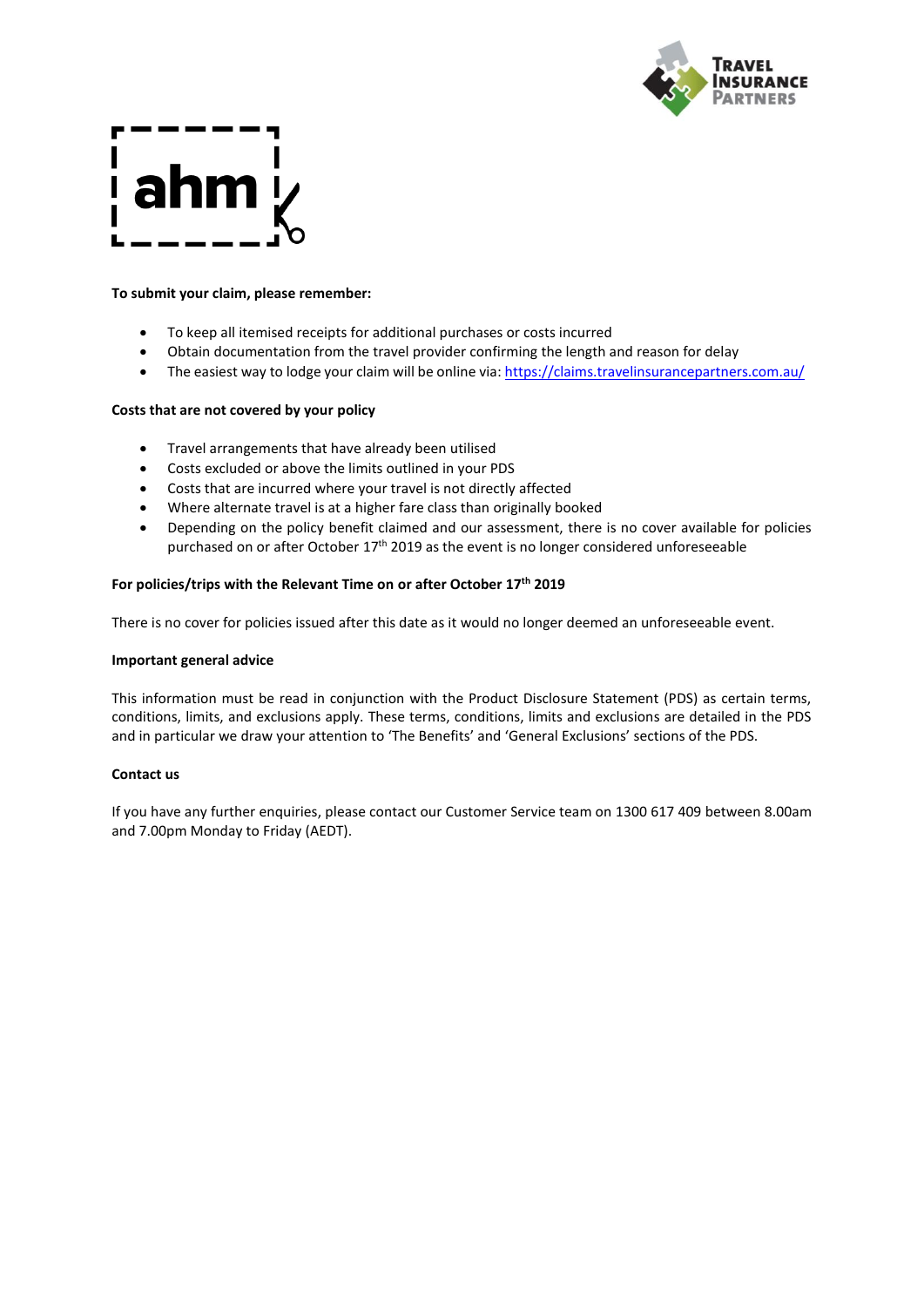**To submit your claim, please remember:**

- To keep all itemised receipts for additional purchases or costs incurred
- Obtain documentation from the travel provider confirming the length and reason for delay
- The easiest way to lodge your claim will be online via: https://claims.travelinsurancepartners.com.au/

**Costs that are not covered by your policy**

- Travel arrangements that have already been utilised
- Costs excluded or above the limits outlined in your PDS
- Costs that are incurred where your travel is not directly affected
- Where alternate travel is at a higher fare class than originally booked
- Depending on the policy benefit claimed and our assessment, there is no cover available for policies purchased on or after October 17th 2019 as the event is no longer considered unforeseeable

**For policies/trips with the Relevant Time on or after October 17th 2019**

There is no cover for policies issued after this date as it would no longer deemed an unforeseeable event.

**Important general advice**

This information must be read in conjunction with the Product Disclosure Statement (PDS) as certain terms, conditions, limits, and exclusions apply. These terms, conditions, limits and exclusions are detailed in the PDS and in particular we draw your attention to 'The Benefits' and 'General Exclusions' sections of the PDS.

**Contact us**

If you have any further enquiries, please contact our Customer Service team on 1300 617 409 between 8.00am and 7.00pm Monday to Friday (AEDT).